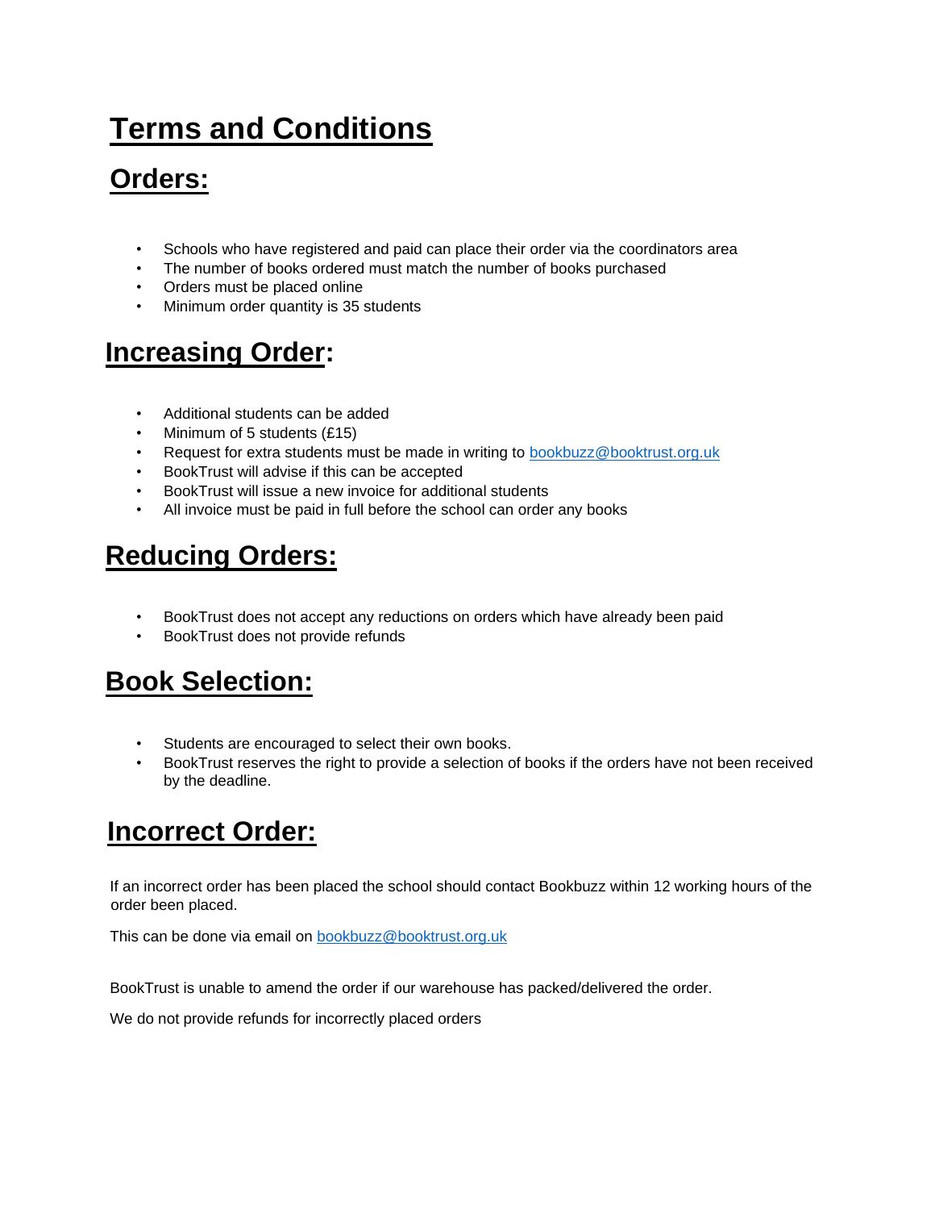# Terms and Conditions

## Orders:

- Schools who have registered and paid can place their order via the coordinators area
- The number of books ordered must match the number of books purchased
- Orders must be placed online
- Minimum order quantity is 35 students

## Increasing Order:

- Additional students can be added
- Minimum of 5 students (£15)
- Request for extra students must be made in writing to bookbuzz@booktrust.org.uk
- BookTrust will advise if this can be accepted
- BookTrust will issue a new invoice for additional students
- All invoice must be paid in full before the school can order any books

## Reducing Orders:

- BookTrust does not accept any reductions on orders which have already been paid
- BookTrust does not provide refunds

## Book Selection:

- Students are encouraged to select their own books.
- BookTrust reserves the right to provide a selection of books if the orders have not been received by the deadline.

## Incorrect Order:

If an incorrect order has been placed the school should contact Bookbuzz within 12 working hours of the order been placed.

This can be done via email on bookbuzz@booktrust.org.uk

BookTrust is unable to amend the order if our warehouse has packed/delivered the order.

We do not provide refunds for incorrectly placed orders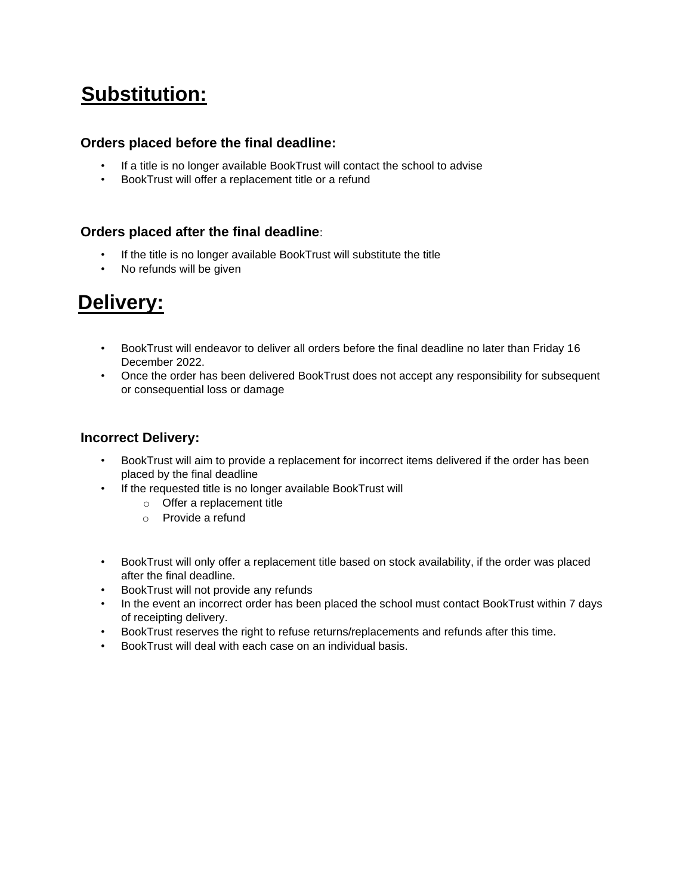# Substitution:

### Orders placed before the final deadline:

- If a title is no longer available BookTrust will contact the school to advise
- BookTrust will offer a replacement title or a refund

### Orders placed after the final deadline:

- If the title is no longer available BookTrust will substitute the title
- No refunds will be given

# Delivery:

- BookTrust will endeavor to deliver all orders before the final deadline no later than Friday 16 December 2022.
- Once the order has been delivered BookTrust does not accept any responsibility for subsequent or consequential loss or damage

### Incorrect Delivery:

- BookTrust will aim to provide a replacement for incorrect items delivered if the order has been placed by the final deadline
- If the requested title is no longer available BookTrust will
  - Offer a replacement title
  - Provide a refund

- BookTrust will only offer a replacement title based on stock availability, if the order was placed after the final deadline.
- BookTrust will not provide any refunds
- In the event an incorrect order has been placed the school must contact BookTrust within 7 days of receipting delivery.
- BookTrust reserves the right to refuse returns/replacements and refunds after this time.
- BookTrust will deal with each case on an individual basis.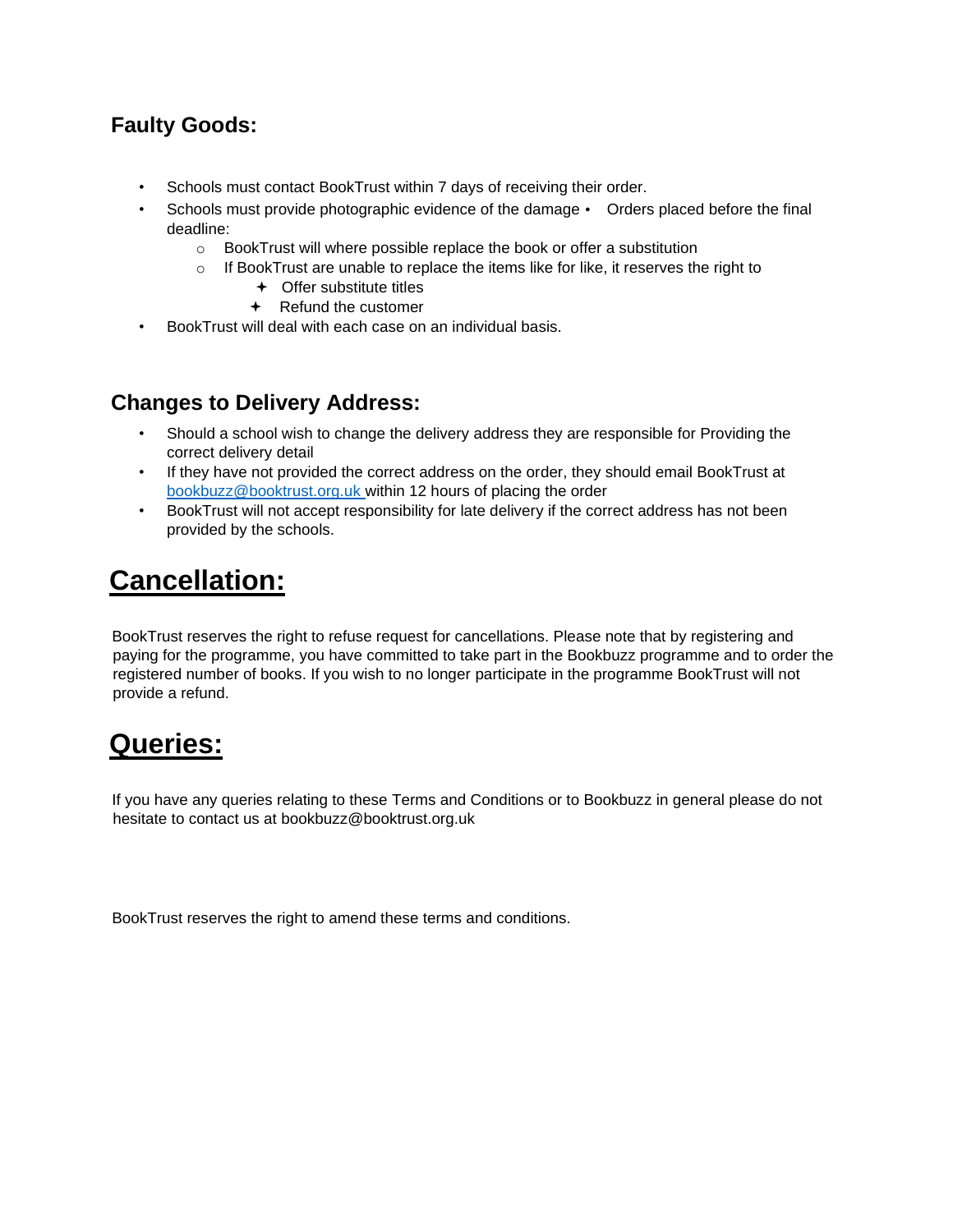### Faulty Goods:

- Schools must contact BookTrust within 7 days of receiving their order.
- Schools must provide photographic evidence of the damage • Orders placed before the final deadline:
  - BookTrust will where possible replace the book or offer a substitution
  - If BookTrust are unable to replace the items like for like, it reserves the right to
    - Offer substitute titles
    - Refund the customer
- BookTrust will deal with each case on an individual basis.

### Changes to Delivery Address:

- Should a school wish to change the delivery address they are responsible for Providing the correct delivery detail
- If they have not provided the correct address on the order, they should email BookTrust at bookbuzz@booktrust.org.uk within 12 hours of placing the order
- BookTrust will not accept responsibility for late delivery if the correct address has not been provided by the schools.

## Cancellation:

BookTrust reserves the right to refuse request for cancellations. Please note that by registering and paying for the programme, you have committed to take part in the Bookbuzz programme and to order the registered number of books. If you wish to no longer participate in the programme BookTrust will not provide a refund.

## Queries:

If you have any queries relating to these Terms and Conditions or to Bookbuzz in general please do not hesitate to contact us at bookbuzz@booktrust.org.uk

BookTrust reserves the right to amend these terms and conditions.